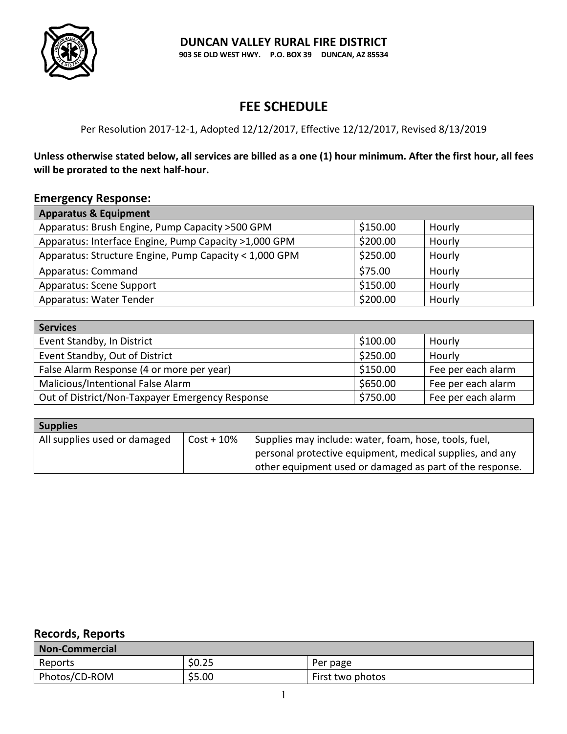**DUNCAN VALLEY RURAL FIRE DISTRICT**
**903 SE OLD WEST HWY. P.O. BOX 39 DUNCAN, AZ 85534**

# FEE SCHEDULE

Per Resolution 2017-12-1, Adopted 12/12/2017, Effective 12/12/2017, Revised 8/13/2019

**Unless otherwise stated below, all services are billed as a one (1) hour minimum. After the first hour, all fees will be prorated to the next half-hour.**

## Emergency Response:

| Apparatus & Equipment | | |
|---|---|---|
| Apparatus: Brush Engine, Pump Capacity >500 GPM | $150.00 | Hourly |
| Apparatus: Interface Engine, Pump Capacity >1,000 GPM | $200.00 | Hourly |
| Apparatus: Structure Engine, Pump Capacity < 1,000 GPM | $250.00 | Hourly |
| Apparatus: Command | $75.00 | Hourly |
| Apparatus: Scene Support | $150.00 | Hourly |
| Apparatus: Water Tender | $200.00 | Hourly |

| Services | | |
|---|---|---|
| Event Standby, In District | $100.00 | Hourly |
| Event Standby, Out of District | $250.00 | Hourly |
| False Alarm Response (4 or more per year) | $150.00 | Fee per each alarm |
| Malicious/Intentional False Alarm | $650.00 | Fee per each alarm |
| Out of District/Non-Taxpayer Emergency Response | $750.00 | Fee per each alarm |

| Supplies | | |
|---|---|---|
| All supplies used or damaged | Cost + 10% | Supplies may include: water, foam, hose, tools, fuel, personal protective equipment, medical supplies, and any other equipment used or damaged as part of the response. |

## Records, Reports

| Non-Commercial | | |
|---|---|---|
| Reports | $0.25 | Per page |
| Photos/CD-ROM | $5.00 | First two photos |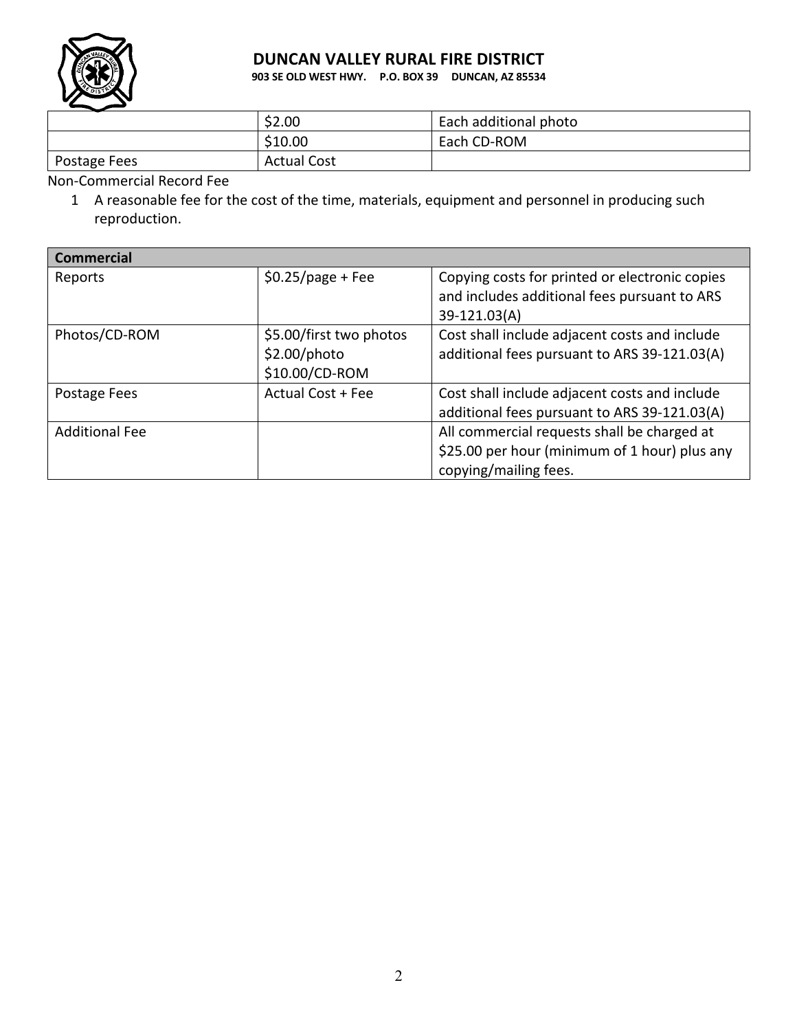# DUNCAN VALLEY RURAL FIRE DISTRICT

**903 SE OLD WEST HWY. P.O. BOX 39 DUNCAN, AZ 85534**

| | | |
|---|---|---|
| | \$2.00 | Each additional photo |
| | \$10.00 | Each CD-ROM |
| Postage Fees | Actual Cost | |

Non-Commercial Record Fee

1. A reasonable fee for the cost of the time, materials, equipment and personnel in producing such reproduction.

| **Commercial** | | |
|---|---|---|
| Reports | \$0.25/page + Fee | Copying costs for printed or electronic copies and includes additional fees pursuant to ARS 39-121.03(A) |
| Photos/CD-ROM | \$5.00/first two photos<br>\$2.00/photo<br>\$10.00/CD-ROM | Cost shall include adjacent costs and include additional fees pursuant to ARS 39-121.03(A) |
| Postage Fees | Actual Cost + Fee | Cost shall include adjacent costs and include additional fees pursuant to ARS 39-121.03(A) |
| Additional Fee | | All commercial requests shall be charged at \$25.00 per hour (minimum of 1 hour) plus any copying/mailing fees. |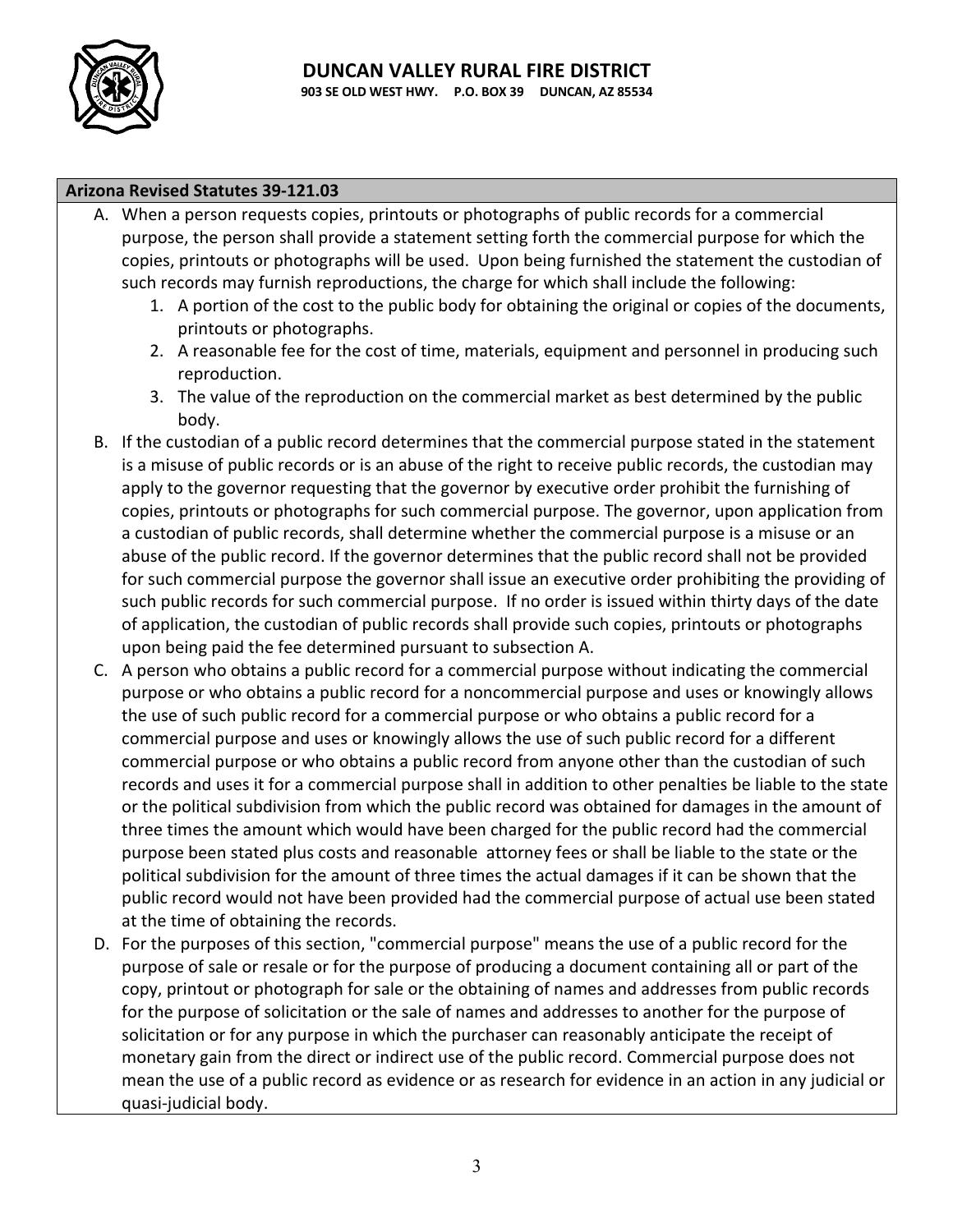# DUNCAN VALLEY RURAL FIRE DISTRICT

**903 SE OLD WEST HWY. P.O. BOX 39 DUNCAN, AZ 85534**

## Arizona Revised Statutes 39-121.03

A. When a person requests copies, printouts or photographs of public records for a commercial purpose, the person shall provide a statement setting forth the commercial purpose for which the copies, printouts or photographs will be used. Upon being furnished the statement the custodian of such records may furnish reproductions, the charge for which shall include the following:
   1. A portion of the cost to the public body for obtaining the original or copies of the documents, printouts or photographs.
   2. A reasonable fee for the cost of time, materials, equipment and personnel in producing such reproduction.
   3. The value of the reproduction on the commercial market as best determined by the public body.

B. If the custodian of a public record determines that the commercial purpose stated in the statement is a misuse of public records or is an abuse of the right to receive public records, the custodian may apply to the governor requesting that the governor by executive order prohibit the furnishing of copies, printouts or photographs for such commercial purpose. The governor, upon application from a custodian of public records, shall determine whether the commercial purpose is a misuse or an abuse of the public record. If the governor determines that the public record shall not be provided for such commercial purpose the governor shall issue an executive order prohibiting the providing of such public records for such commercial purpose. If no order is issued within thirty days of the date of application, the custodian of public records shall provide such copies, printouts or photographs upon being paid the fee determined pursuant to subsection A.

C. A person who obtains a public record for a commercial purpose without indicating the commercial purpose or who obtains a public record for a noncommercial purpose and uses or knowingly allows the use of such public record for a commercial purpose or who obtains a public record for a commercial purpose and uses or knowingly allows the use of such public record for a different commercial purpose or who obtains a public record from anyone other than the custodian of such records and uses it for a commercial purpose shall in addition to other penalties be liable to the state or the political subdivision from which the public record was obtained for damages in the amount of three times the amount which would have been charged for the public record had the commercial purpose been stated plus costs and reasonable attorney fees or shall be liable to the state or the political subdivision for the amount of three times the actual damages if it can be shown that the public record would not have been provided had the commercial purpose of actual use been stated at the time of obtaining the records.

D. For the purposes of this section, "commercial purpose" means the use of a public record for the purpose of sale or resale or for the purpose of producing a document containing all or part of the copy, printout or photograph for sale or the obtaining of names and addresses from public records for the purpose of solicitation or the sale of names and addresses to another for the purpose of solicitation or for any purpose in which the purchaser can reasonably anticipate the receipt of monetary gain from the direct or indirect use of the public record. Commercial purpose does not mean the use of a public record as evidence or as research for evidence in an action in any judicial or quasi-judicial body.